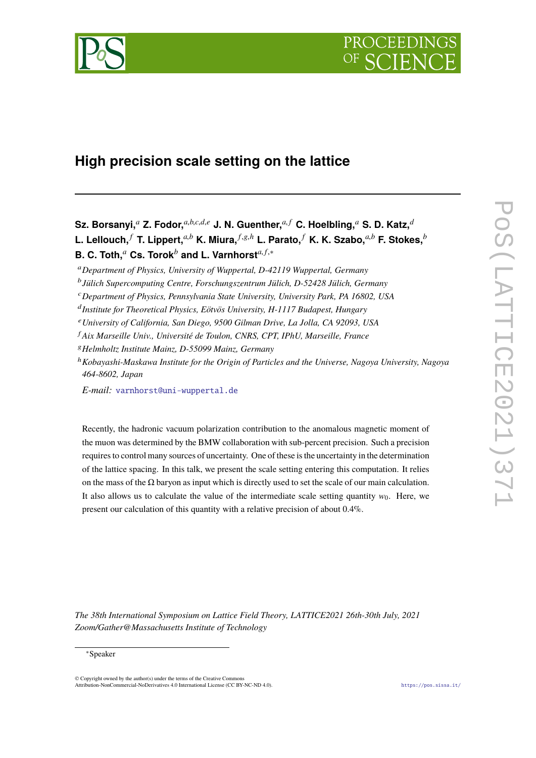# High precision scale setting on the lattice

**Sz. Borsanyi,**[a] **Z. Fodor,**[a,b,c,d,e] **J. N. Guenther,**[a,f] **C. Hoelbling,**[a] **S. D. Katz,**[d] **L. Lellouch,**[f] **T. Lippert,**[a,b] **K. Miura,**[f,g,h] **L. Parato,**[f] **K. K. Szabo,**[a,b] **F. Stokes,**[b] **B. C. Toth,**[a] **Cs. Torok**[b] **and L. Varnhorst**[a,f,*]

[a] *Department of Physics, University of Wuppertal, D-42119 Wuppertal, Germany*

[b] *Jülich Supercomputing Centre, Forschungszentrum Jülich, D-52428 Jülich, Germany*

[c] *Department of Physics, Pennsylvania State University, University Park, PA 16802, USA*

[d] *Institute for Theoretical Physics, Eötvös University, H-1117 Budapest, Hungary*

[e] *University of California, San Diego, 9500 Gilman Drive, La Jolla, CA 92093, USA*

[f] *Aix Marseille Univ., Université de Toulon, CNRS, CPT, IPhU, Marseille, France*

[g] *Helmholtz Institute Mainz, D-55099 Mainz, Germany*

[h] *Kobayashi-Maskawa Institute for the Origin of Particles and the Universe, Nagoya University, Nagoya 464-8602, Japan*

*E-mail:* varnhorst@uni-wuppertal.de

Recently, the hadronic vacuum polarization contribution to the anomalous magnetic moment of the muon was determined by the BMW collaboration with sub-percent precision. Such a precision requires to control many sources of uncertainty. One of these is the uncertainty in the determination of the lattice spacing. In this talk, we present the scale setting entering this computation. It relies on the mass of the $\Omega$ baryon as input which is directly used to set the scale of our main calculation. It also allows us to calculate the value of the intermediate scale setting quantity $w_0$. Here, we present our calculation of this quantity with a relative precision of about 0.4%.

*The 38th International Symposium on Lattice Field Theory, LATTICE2021 26th-30th July, 2021 Zoom/Gather@Massachusetts Institute of Technology*

[*] Speaker

© Copyright owned by the author(s) under the terms of the Creative Commons Attribution-NonCommercial-NoDerivatives 4.0 International License (CC BY-NC-ND 4.0).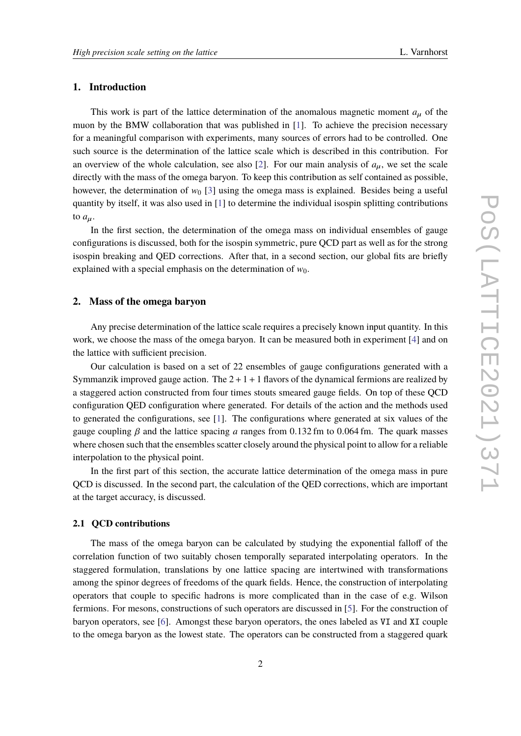## 1. Introduction

This work is part of the lattice determination of the anomalous magnetic moment $a_\mu$ of the muon by the BMW collaboration that was published in [1]. To achieve the precision necessary for a meaningful comparison with experiments, many sources of errors had to be controlled. One such source is the determination of the lattice scale which is described in this contribution. For an overview of the whole calculation, see also [2]. For our main analysis of $a_\mu$, we set the scale directly with the mass of the omega baryon. To keep this contribution as self contained as possible, however, the determination of $w_0$ [3] using the omega mass is explained. Besides being a useful quantity by itself, it was also used in [1] to determine the individual isospin splitting contributions to $a_\mu$.

In the first section, the determination of the omega mass on individual ensembles of gauge configurations is discussed, both for the isospin symmetric, pure QCD part as well as for the strong isospin breaking and QED corrections. After that, in a second section, our global fits are briefly explained with a special emphasis on the determination of $w_0$.

## 2. Mass of the omega baryon

Any precise determination of the lattice scale requires a precisely known input quantity. In this work, we choose the mass of the omega baryon. It can be measured both in experiment [4] and on the lattice with sufficient precision.

Our calculation is based on a set of 22 ensembles of gauge configurations generated with a Symmanzik improved gauge action. The $2 + 1 + 1$ flavors of the dynamical fermions are realized by a staggered action constructed from four times stouts smeared gauge fields. On top of these QCD configuration QED configuration where generated. For details of the action and the methods used to generated the configurations, see [1]. The configurations where generated at six values of the gauge coupling $\beta$ and the lattice spacing $a$ ranges from 0.132 fm to 0.064 fm. The quark masses where chosen such that the ensembles scatter closely around the physical point to allow for a reliable interpolation to the physical point.

In the first part of this section, the accurate lattice determination of the omega mass in pure QCD is discussed. In the second part, the calculation of the QED corrections, which are important at the target accuracy, is discussed.

### 2.1 QCD contributions

The mass of the omega baryon can be calculated by studying the exponential falloff of the correlation function of two suitably chosen temporally separated interpolating operators. In the staggered formulation, translations by one lattice spacing are intertwined with transformations among the spinor degrees of freedoms of the quark fields. Hence, the construction of interpolating operators that couple to specific hadrons is more complicated than in the case of e.g. Wilson fermions. For mesons, constructions of such operators are discussed in [5]. For the construction of baryon operators, see [6]. Amongst these baryon operators, the ones labeled as `VI` and `XI` couple to the omega baryon as the lowest state. The operators can be constructed from a staggered quark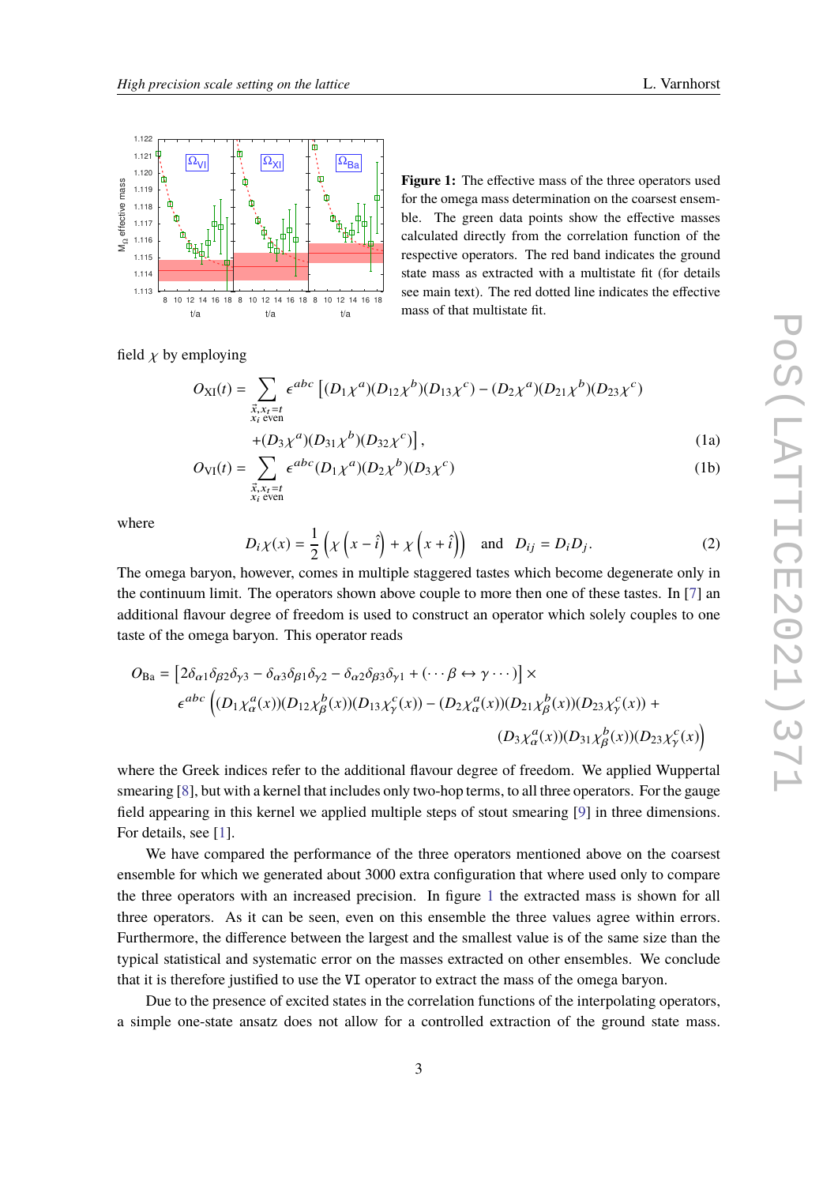**Figure 1:** The effective mass of the three operators used for the omega mass determination on the coarsest ensemble. The green data points show the effective masses calculated directly from the correlation function of the respective operators. The red band indicates the ground state mass as extracted with a multistate fit (for details see main text). The red dotted line indicates the effective mass of that multistate fit.

field $\chi$ by employing

$$
\begin{aligned}
O_{\rm XI}(t) = \sum_{\substack{\vec{x},x_t=t\\ x_i \text{ even}}} \epsilon^{abc}\Big[&(D_1\chi^a)(D_{12}\chi^b)(D_{13}\chi^c) - (D_2\chi^a)(D_{21}\chi^b)(D_{23}\chi^c) \\
&+(D_3\chi^a)(D_{31}\chi^b)(D_{32}\chi^c)\Big], \qquad (1a)
\end{aligned}
$$

$$
O_{\rm VI}(t) = \sum_{\substack{\vec{x},x_t=t\\ x_i \text{ even}}} \epsilon^{abc}(D_1\chi^a)(D_2\chi^b)(D_3\chi^c) \qquad (1b)
$$

where

$$
D_i\chi(x) = \frac{1}{2}\left(\chi\left(x-\hat{i}\right) + \chi\left(x+\hat{i}\right)\right) \quad \text{and} \quad D_{ij} = D_iD_j. \qquad (2)
$$

The omega baryon, however, comes in multiple staggered tastes which become degenerate only in the continuum limit. The operators shown above couple to more then one of these tastes. In [7] an additional flavour degree of freedom is used to construct an operator which solely couples to one taste of the omega baryon. This operator reads

$$
\begin{aligned}
O_{\rm Ba} = \big[&2\delta_{\alpha 1}\delta_{\beta 2}\delta_{\gamma 3} - \delta_{\alpha 3}\delta_{\beta 1}\delta_{\gamma 2} - \delta_{\alpha 2}\delta_{\beta 3}\delta_{\gamma 1} + (\cdots\beta\leftrightarrow\gamma\cdots)\big]\times \\
&\epsilon^{abc}\Big((D_1\chi^a_\alpha(x))(D_{12}\chi^b_\beta(x))(D_{13}\chi^c_\gamma(x)) - (D_2\chi^a_\alpha(x))(D_{21}\chi^b_\beta(x))(D_{23}\chi^c_\gamma(x)) + \\
&(D_3\chi^a_\alpha(x))(D_{31}\chi^b_\beta(x))(D_{23}\chi^c_\gamma(x))\Big)
\end{aligned}
$$

where the Greek indices refer to the additional flavour degree of freedom. We applied Wuppertal smearing [8], but with a kernel that includes only two-hop terms, to all three operators. For the gauge field appearing in this kernel we applied multiple steps of stout smearing [9] in three dimensions. For details, see [1].

We have compared the performance of the three operators mentioned above on the coarsest ensemble for which we generated about 3000 extra configuration that where used only to compare the three operators with an increased precision. In figure 1 the extracted mass is shown for all three operators. As it can be seen, even on this ensemble the three values agree within errors. Furthermore, the difference between the largest and the smallest value is of the same size than the typical statistical and systematic error on the masses extracted on other ensembles. We conclude that it is therefore justified to use the VI operator to extract the mass of the omega baryon.

Due to the presence of excited states in the correlation functions of the interpolating operators, a simple one-state ansatz does not allow for a controlled extraction of the ground state mass.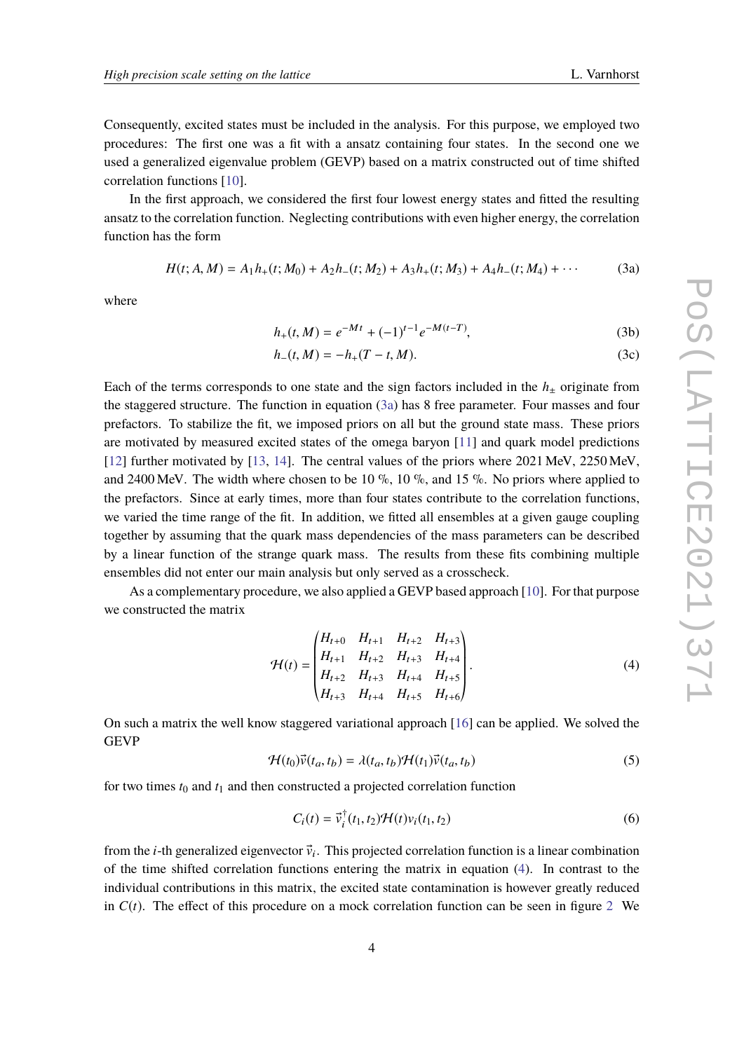Consequently, excited states must be included in the analysis. For this purpose, we employed two procedures: The first one was a fit with a ansatz containing four states. In the second one we used a generalized eigenvalue problem (GEVP) based on a matrix constructed out of time shifted correlation functions [10].

In the first approach, we considered the first four lowest energy states and fitted the resulting ansatz to the correlation function. Neglecting contributions with even higher energy, the correlation function has the form

$$H(t; A, M) = A_1 h_+(t; M_0) + A_2 h_-(t; M_2) + A_3 h_+(t; M_3) + A_4 h_-(t; M_4) + \cdots \tag{3a}$$

where

$$h_+(t, M) = e^{-Mt} + (-1)^{t-1} e^{-M(t-T)}, \tag{3b}$$

$$h_-(t, M) = -h_+(T - t, M). \tag{3c}$$

Each of the terms corresponds to one state and the sign factors included in the $h_\pm$ originate from the staggered structure. The function in equation (3a) has 8 free parameter. Four masses and four prefactors. To stabilize the fit, we imposed priors on all but the ground state mass. These priors are motivated by measured excited states of the omega baryon [11] and quark model predictions [12] further motivated by [13, 14]. The central values of the priors where 2021 MeV, 2250 MeV, and 2400 MeV. The width where chosen to be 10 %, 10 %, and 15 %. No priors where applied to the prefactors. Since at early times, more than four states contribute to the correlation functions, we varied the time range of the fit. In addition, we fitted all ensembles at a given gauge coupling together by assuming that the quark mass dependencies of the mass parameters can be described by a linear function of the strange quark mass. The results from these fits combining multiple ensembles did not enter our main analysis but only served as a crosscheck.

As a complementary procedure, we also applied a GEVP based approach [10]. For that purpose we constructed the matrix

$$\mathcal{H}(t) = \begin{pmatrix} H_{t+0} & H_{t+1} & H_{t+2} & H_{t+3} \\ H_{t+1} & H_{t+2} & H_{t+3} & H_{t+4} \\ H_{t+2} & H_{t+3} & H_{t+4} & H_{t+5} \\ H_{t+3} & H_{t+4} & H_{t+5} & H_{t+6} \end{pmatrix}. \tag{4}$$

On such a matrix the well know staggered variational approach [16] can be applied. We solved the GEVP

$$\mathcal{H}(t_0)\vec{v}(t_a, t_b) = \lambda(t_a, t_b)\mathcal{H}(t_1)\vec{v}(t_a, t_b) \tag{5}$$

for two times $t_0$ and $t_1$ and then constructed a projected correlation function

$$C_i(t) = \vec{v}_i^\dagger(t_1, t_2)\mathcal{H}(t)v_i(t_1, t_2) \tag{6}$$

from the $i$-th generalized eigenvector $\vec{v}_i$. This projected correlation function is a linear combination of the time shifted correlation functions entering the matrix in equation (4). In contrast to the individual contributions in this matrix, the excited state contamination is however greatly reduced in $C(t)$. The effect of this procedure on a mock correlation function can be seen in figure 2 We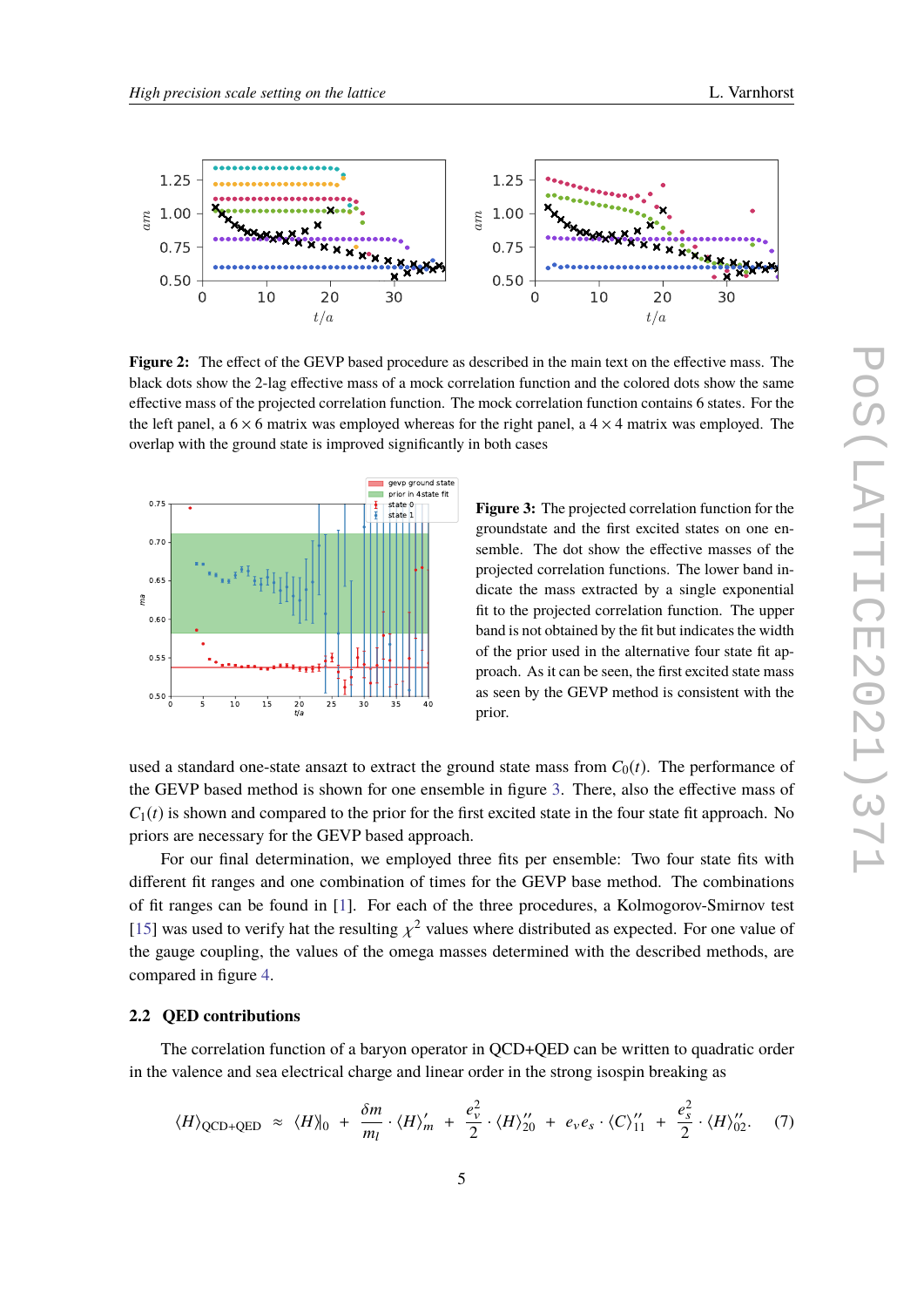**Figure 2:** The effect of the GEVP based procedure as described in the main text on the effective mass. The black dots show the 2-lag effective mass of a mock correlation function and the colored dots show the same effective mass of the projected correlation function. The mock correlation function contains 6 states. For the the left panel, a $6 \times 6$ matrix was employed whereas for the right panel, a $4 \times 4$ matrix was employed. The overlap with the ground state is improved significantly in both cases

**Figure 3:** The projected correlation function for the groundstate and the first excited states on one ensemble. The dot show the effective masses of the projected correlation functions. The lower band indicate the mass extracted by a single exponential fit to the projected correlation function. The upper band is not obtained by the fit but indicates the width of the prior used in the alternative four state fit approach. As it can be seen, the first excited state mass as seen by the GEVP method is consistent with the prior.

used a standard one-state ansazt to extract the ground state mass from $C_0(t)$. The performance of the GEVP based method is shown for one ensemble in figure 3. There, also the effective mass of $C_1(t)$ is shown and compared to the prior for the first excited state in the four state fit approach. No priors are necessary for the GEVP based approach.

For our final determination, we employed three fits per ensemble: Two four state fits with different fit ranges and one combination of times for the GEVP base method. The combinations of fit ranges can be found in [1]. For each of the three procedures, a Kolmogorov-Smirnov test [15] was used to verify hat the resulting $\chi^2$ values where distributed as expected. For one value of the gauge coupling, the values of the omega masses determined with the described methods, are compared in figure 4.

### 2.2 QED contributions

The correlation function of a baryon operator in QCD+QED can be written to quadratic order in the valence and sea electrical charge and linear order in the strong isospin breaking as

$$\langle H \rangle_{\text{QCD+QED}} \approx \langle H \rangle_0 + \frac{\delta m}{m_l} \cdot \langle H \rangle'_m + \frac{e_v^2}{2} \cdot \langle H \rangle''_{20} + e_v e_s \cdot \langle C \rangle''_{11} + \frac{e_s^2}{2} \cdot \langle H \rangle''_{02}. \tag{7}$$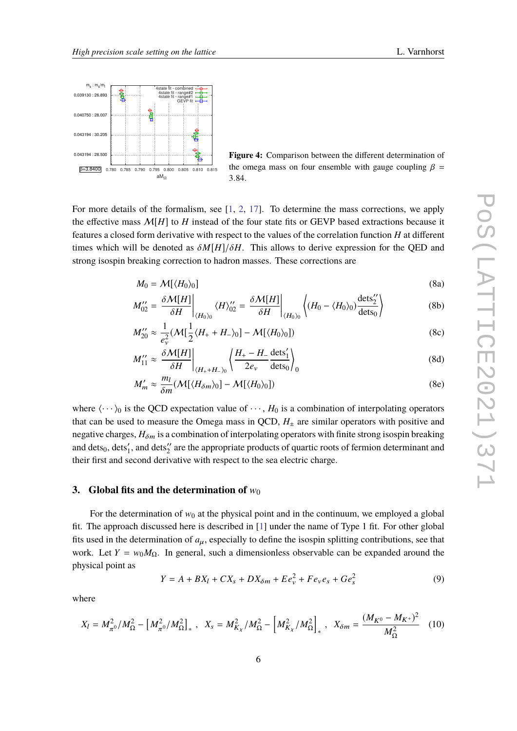**Figure 4:** Comparison between the different determination of the omega mass on four ensemble with gauge coupling $\beta = 3.84$.

For more details of the formalism, see [1, 2, 17]. To determine the mass corrections, we apply the effective mass $\mathcal{M}[H]$ to $H$ instead of the four state fits or GEVP based extractions because it features a closed form derivative with respect to the values of the correlation function $H$ at different times which will be denoted as $\delta M[H]/\delta H$. This allows to derive expression for the QED and strong isospin breaking correction to hadron masses. These corrections are

$$M_0 = \mathcal{M}[\langle H_0 \rangle_0] \tag{8a}$$

$$M_{02}'' = \left.\frac{\delta \mathcal{M}[H]}{\delta H}\right|_{\langle H_0 \rangle_0} \langle H \rangle_{02}'' = \left.\frac{\delta \mathcal{M}[H]}{\delta H}\right|_{\langle H_0 \rangle_0} \left\langle (H_0 - \langle H_0 \rangle_0) \frac{\text{dets}_2''}{\text{dets}_0} \right\rangle \tag{8b}$$

$$M_{20}'' \approx \frac{1}{e_v^2}(\mathcal{M}[\frac{1}{2}\langle H_+ + H_- \rangle_0] - \mathcal{M}[\langle H_0 \rangle_0]) \tag{8c}$$

$$M_{11}'' \approx \left.\frac{\delta \mathcal{M}[H]}{\delta H}\right|_{\langle H_+ + H_- \rangle_0} \left\langle \frac{H_+ - H_-}{2e_v} \frac{\text{dets}_1'}{\text{dets}_0} \right\rangle_0 \tag{8d}$$

$$M_m' \approx \frac{m_l}{\delta m}(\mathcal{M}[\langle H_{\delta m} \rangle_0] - \mathcal{M}[\langle H_0 \rangle_0]) \tag{8e}$$

where $\langle \cdots \rangle_0$ is the QCD expectation value of $\cdots$, $H_0$ is a combination of interpolating operators that can be used to measure the Omega mass in QCD, $H_\pm$ are similar operators with positive and negative charges, $H_{\delta m}$ is a combination of interpolating operators with finite strong isospin breaking and $\text{dets}_0$, $\text{dets}_1'$, and $\text{dets}_2''$ are the appropriate products of quartic roots of fermion determinant and their first and second derivative with respect to the sea electric charge.

## 3. Global fits and the determination of $w_0$

For the determination of $w_0$ at the physical point and in the continuum, we employed a global fit. The approach discussed here is described in [1] under the name of Type 1 fit. For other global fits used in the determination of $a_\mu$, especially to define the isospin splitting contributions, see that work. Let $Y = w_0 M_\Omega$. In general, such a dimensionless observable can be expanded around the physical point as

$$Y = A + BX_l + CX_s + DX_{\delta m} + Ee_v^2 + Fe_v e_s + Ge_s^2 \tag{9}$$

where

$$X_l = M_{\pi^0}^2/M_\Omega^2 - \left[M_{\pi^0}^2/M_\Omega^2\right]_*, \quad X_s = M_{K_\chi}^2/M_\Omega^2 - \left[M_{K_\chi}^2/M_\Omega^2\right]_*, \quad X_{\delta m} = \frac{(M_{K^0} - M_{K^+})^2}{M_\Omega^2} \tag{10}$$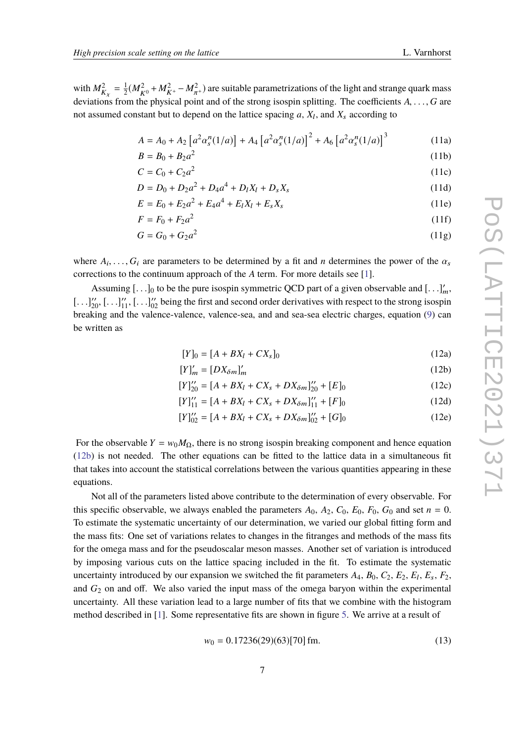with $M_{K_\chi}^2 = \frac{1}{2}(M_{K^0}^2 + M_{K^+}^2 - M_{\pi^+}^2)$ are suitable parametrizations of the light and strange quark mass deviations from the physical point and of the strong isospin splitting. The coefficients $A, \ldots, G$ are not assumed constant but to depend on the lattice spacing $a$, $X_l$, and $X_s$ according to

$$A = A_0 + A_2\left[a^2\alpha_s^n(1/a)\right] + A_4\left[a^2\alpha_s^n(1/a)\right]^2 + A_6\left[a^2\alpha_s^n(1/a)\right]^3 \tag{11a}$$

$$B = B_0 + B_2 a^2 \tag{11b}$$

$$C = C_0 + C_2 a^2 \tag{11c}$$

$$D = D_0 + D_2 a^2 + D_4 a^4 + D_l X_l + D_s X_s \tag{11d}$$

$$E = E_0 + E_2 a^2 + E_4 a^4 + E_l X_l + E_s X_s \tag{11e}$$

$$F = F_0 + F_2 a^2 \tag{11f}$$

$$G = G_0 + G_2 a^2 \tag{11g}$$

where $A_i, \ldots, G_i$ are parameters to be determined by a fit and $n$ determines the power of the $\alpha_s$ corrections to the continuum approach of the $A$ term. For more details see [1].

Assuming $[\ldots]_0$ to be the pure isospin symmetric QCD part of a given observable and $[\ldots]'_m$, $[\ldots]''_{20}$, $[\ldots]''_{11}$, $[\ldots]''_{02}$ being the first and second order derivatives with respect to the strong isospin breaking and the valence-valence, valence-sea, and and sea-sea electric charges, equation (9) can be written as

$$[Y]_0 = [A + BX_l + CX_s]_0 \tag{12a}$$

$$[Y]'_m = [DX_{\delta m}]'_m \tag{12b}$$

$$[Y]''_{20} = [A + BX_l + CX_s + DX_{\delta m}]''_{20} + [E]_0 \tag{12c}$$

$$[Y]''_{11} = [A + BX_l + CX_s + DX_{\delta m}]''_{11} + [F]_0 \tag{12d}$$

$$[Y]''_{02} = [A + BX_l + CX_s + DX_{\delta m}]''_{02} + [G]_0 \tag{12e}$$

For the observable $Y = w_0 M_\Omega$, there is no strong isospin breaking component and hence equation (12b) is not needed. The other equations can be fitted to the lattice data in a simultaneous fit that takes into account the statistical correlations between the various quantities appearing in these equations.

Not all of the parameters listed above contribute to the determination of every observable. For this specific observable, we always enabled the parameters $A_0$, $A_2$, $C_0$, $E_0$, $F_0$, $G_0$ and set $n = 0$. To estimate the systematic uncertainty of our determination, we varied our global fitting form and the mass fits: One set of variations relates to changes in the fitranges and methods of the mass fits for the omega mass and for the pseudoscalar meson masses. Another set of variation is introduced by imposing various cuts on the lattice spacing included in the fit. To estimate the systematic uncertainty introduced by our expansion we switched the fit parameters $A_4$, $B_0$, $C_2$, $E_2$, $E_l$, $E_s$, $F_2$, and $G_2$ on and off. We also varied the input mass of the omega baryon within the experimental uncertainty. All these variation lead to a large number of fits that we combine with the histogram method described in [1]. Some representative fits are shown in figure 5. We arrive at a result of

$$w_0 = 0.17236(29)(63)[70]\,\text{fm}. \tag{13}$$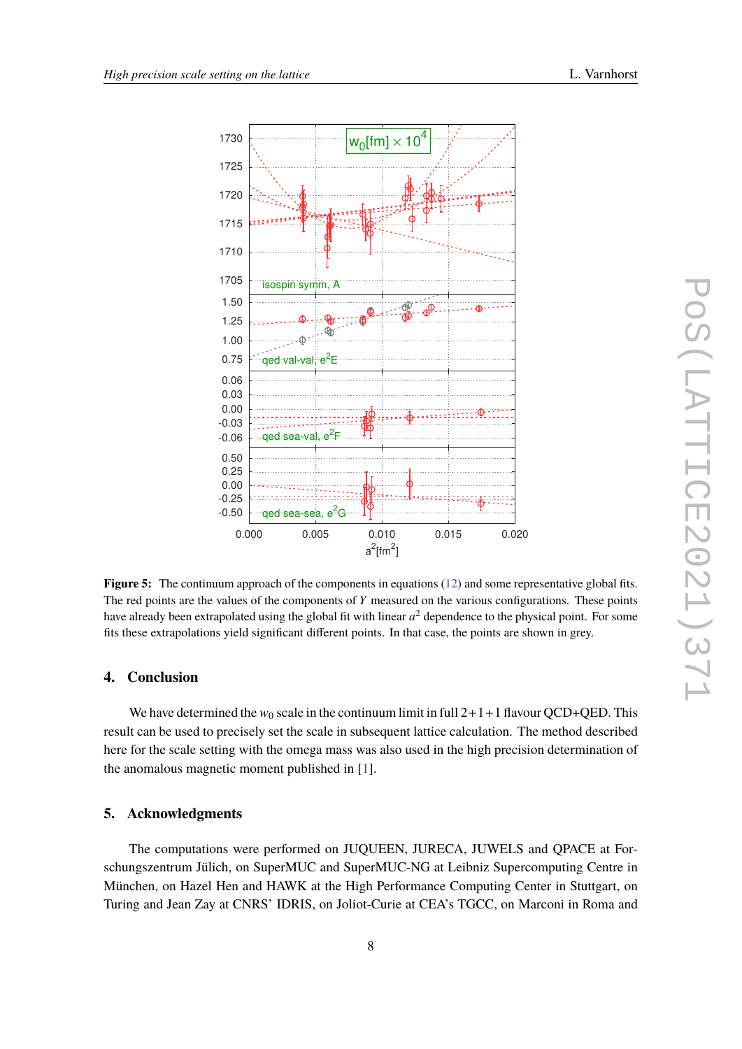**Figure 5:** The continuum approach of the components in equations (12) and some representative global fits. The red points are the values of the components of $Y$ measured on the various configurations. These points have already been extrapolated using the global fit with linear $a^2$ dependence to the physical point. For some fits these extrapolations yield significant different points. In that case, the points are shown in grey.

## 4. Conclusion

We have determined the $w_0$ scale in the continuum limit in full 2+1+1 flavour QCD+QED. This result can be used to precisely set the scale in subsequent lattice calculation. The method described here for the scale setting with the omega mass was also used in the high precision determination of the anomalous magnetic moment published in [1].

## 5. Acknowledgments

The computations were performed on JUQUEEN, JURECA, JUWELS and QPACE at Forschungszentrum Jülich, on SuperMUC and SuperMUC-NG at Leibniz Supercomputing Centre in München, on Hazel Hen and HAWK at the High Performance Computing Center in Stuttgart, on Turing and Jean Zay at CNRS' IDRIS, on Joliot-Curie at CEA's TGCC, on Marconi in Roma and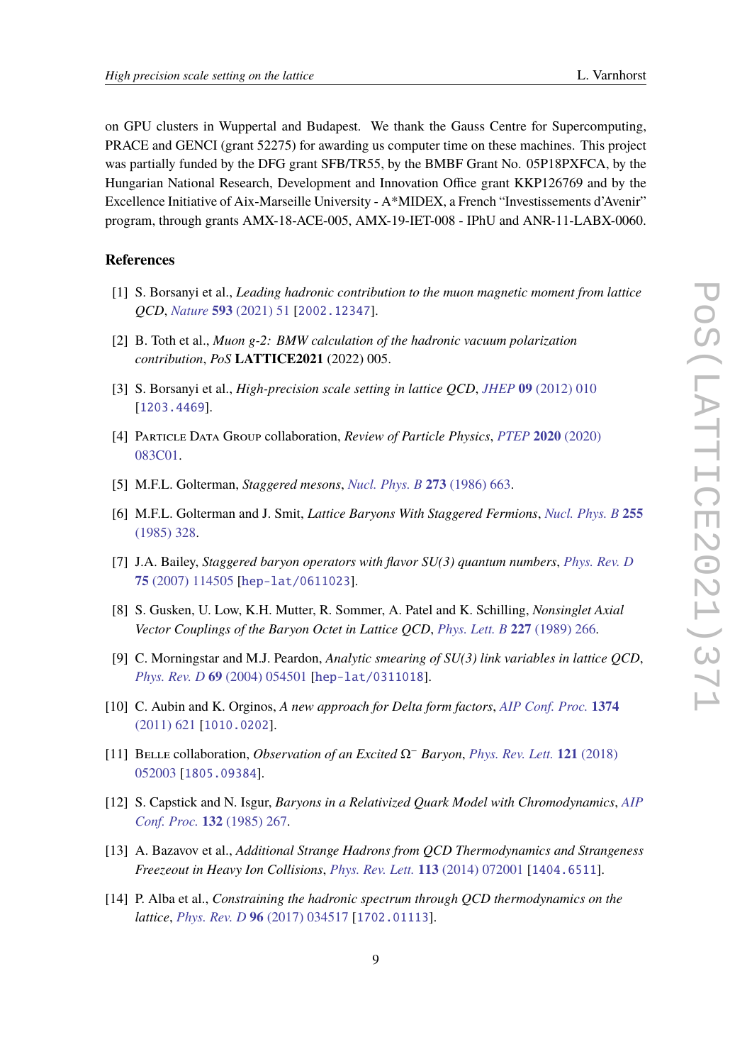on GPU clusters in Wuppertal and Budapest. We thank the Gauss Centre for Supercomputing, PRACE and GENCI (grant 52275) for awarding us computer time on these machines. This project was partially funded by the DFG grant SFB/TR55, by the BMBF Grant No. 05P18PXFCA, by the Hungarian National Research, Development and Innovation Office grant KKP126769 and by the Excellence Initiative of Aix-Marseille University - A*MIDEX, a French "Investissements d'Avenir" program, through grants AMX-18-ACE-005, AMX-19-IET-008 - IPhU and ANR-11-LABX-0060.

## References

[1] S. Borsanyi et al., *Leading hadronic contribution to the muon magnetic moment from lattice QCD*, *Nature* **593** (2021) 51 [2002.12347].

[2] B. Toth et al., *Muon g-2: BMW calculation of the hadronic vacuum polarization contribution*, *PoS* **LATTICE2021** (2022) 005.

[3] S. Borsanyi et al., *High-precision scale setting in lattice QCD*, *JHEP* **09** (2012) 010 [1203.4469].

[4] Particle Data Group collaboration, *Review of Particle Physics*, *PTEP* **2020** (2020) 083C01.

[5] M.F.L. Golterman, *Staggered mesons*, *Nucl. Phys. B* **273** (1986) 663.

[6] M.F.L. Golterman and J. Smit, *Lattice Baryons With Staggered Fermions*, *Nucl. Phys. B* **255** (1985) 328.

[7] J.A. Bailey, *Staggered baryon operators with flavor SU(3) quantum numbers*, *Phys. Rev. D* **75** (2007) 114505 [hep-lat/0611023].

[8] S. Gusken, U. Low, K.H. Mutter, R. Sommer, A. Patel and K. Schilling, *Nonsinglet Axial Vector Couplings of the Baryon Octet in Lattice QCD*, *Phys. Lett. B* **227** (1989) 266.

[9] C. Morningstar and M.J. Peardon, *Analytic smearing of SU(3) link variables in lattice QCD*, *Phys. Rev. D* **69** (2004) 054501 [hep-lat/0311018].

[10] C. Aubin and K. Orginos, *A new approach for Delta form factors*, *AIP Conf. Proc.* **1374** (2011) 621 [1010.0202].

[11] Belle collaboration, *Observation of an Excited $\Omega^-$ Baryon*, *Phys. Rev. Lett.* **121** (2018) 052003 [1805.09384].

[12] S. Capstick and N. Isgur, *Baryons in a Relativized Quark Model with Chromodynamics*, *AIP Conf. Proc.* **132** (1985) 267.

[13] A. Bazavov et al., *Additional Strange Hadrons from QCD Thermodynamics and Strangeness Freezeout in Heavy Ion Collisions*, *Phys. Rev. Lett.* **113** (2014) 072001 [1404.6511].

[14] P. Alba et al., *Constraining the hadronic spectrum through QCD thermodynamics on the lattice*, *Phys. Rev. D* **96** (2017) 034517 [1702.01113].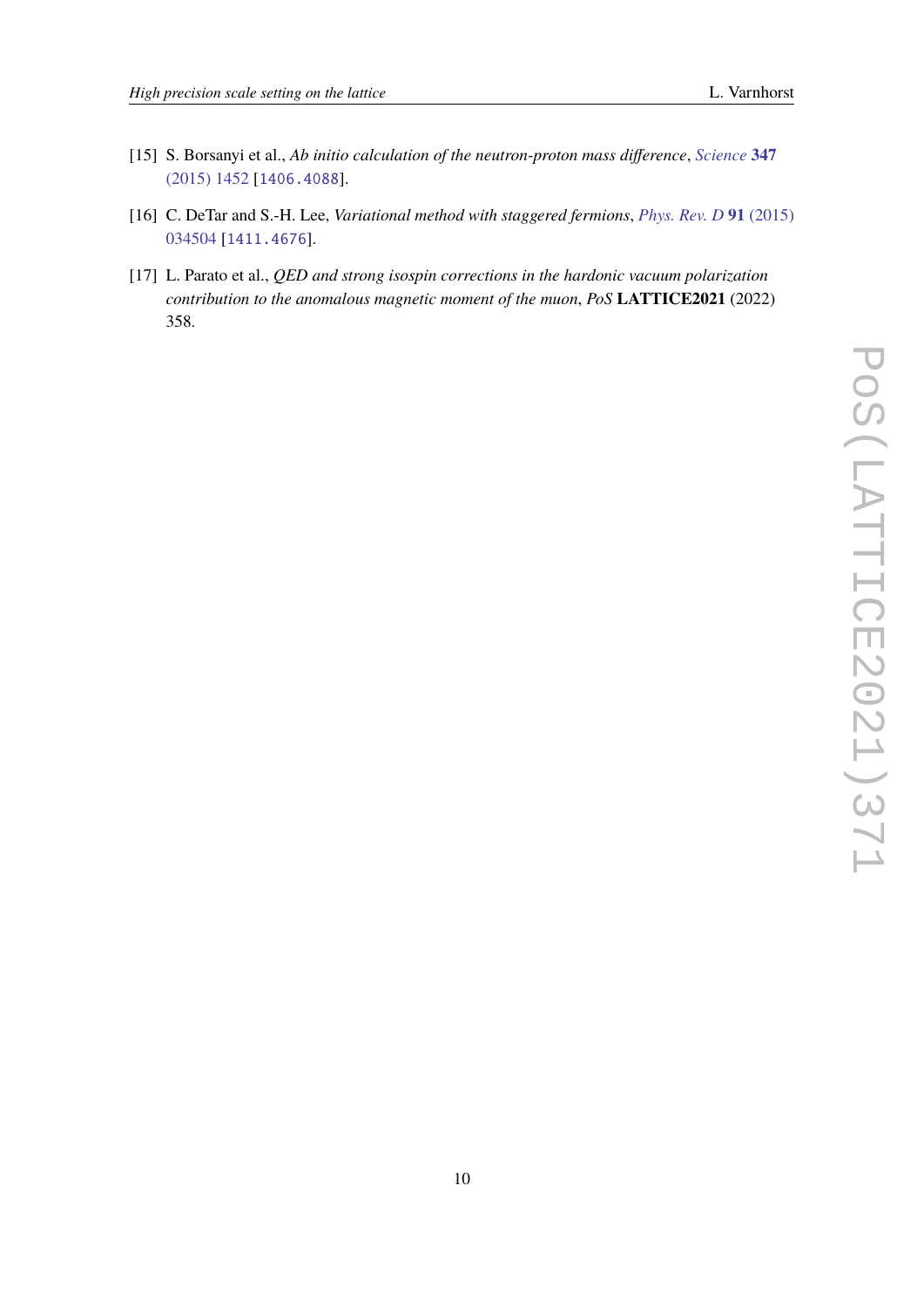[15] S. Borsanyi et al., *Ab initio calculation of the neutron-proton mass difference*, *Science* **347** (2015) 1452 [1406.4088].

[16] C. DeTar and S.-H. Lee, *Variational method with staggered fermions*, *Phys. Rev. D* **91** (2015) 034504 [1411.4676].

[17] L. Parato et al., *QED and strong isospin corrections in the hardonic vacuum polarization contribution to the anomalous magnetic moment of the muon*, *PoS* **LATTICE2021** (2022) 358.